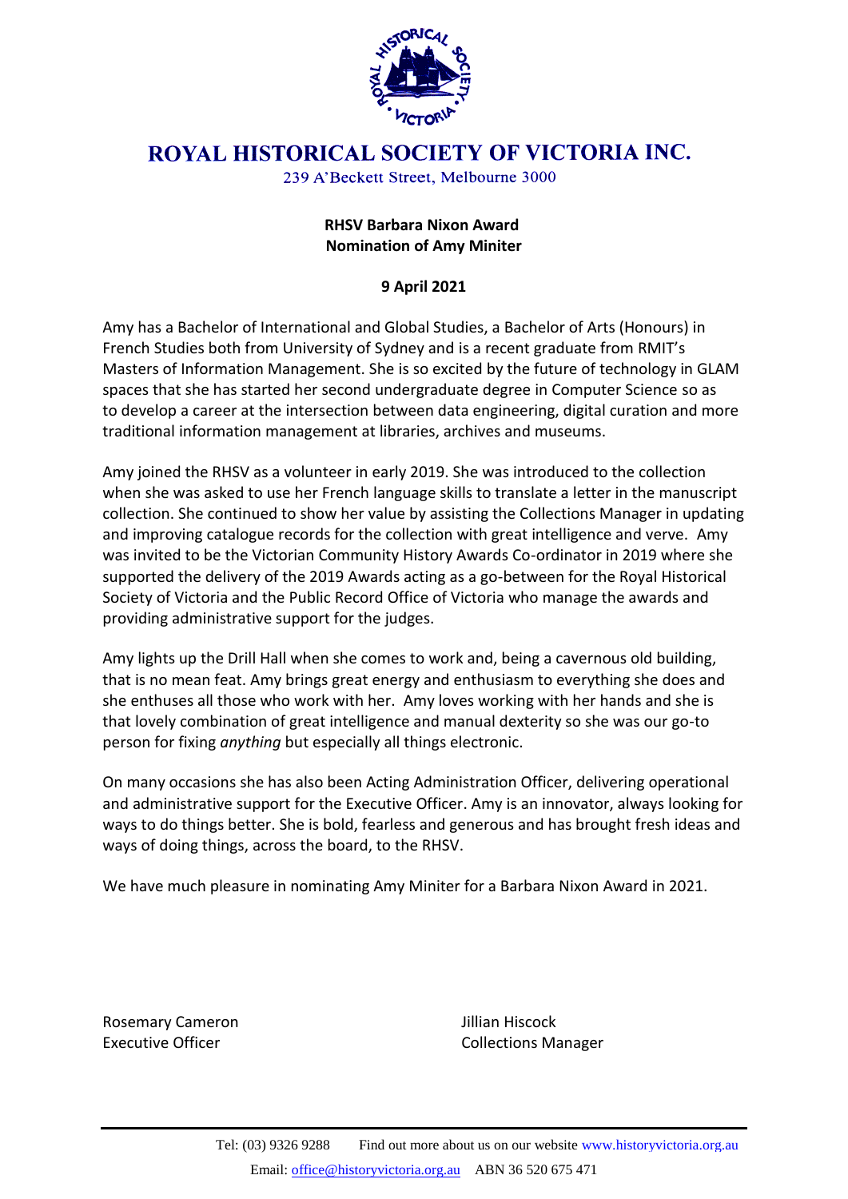# ROYAL HISTORICAL SOCIETY OF VICTORIA INC.

239 A'Beckett Street, Melbourne 3000

**RHSV Barbara Nixon Award**
**Nomination of Amy Miniter**

**9 April 2021**

Amy has a Bachelor of International and Global Studies, a Bachelor of Arts (Honours) in French Studies both from University of Sydney and is a recent graduate from RMIT's Masters of Information Management. She is so excited by the future of technology in GLAM spaces that she has started her second undergraduate degree in Computer Science so as to develop a career at the intersection between data engineering, digital curation and more traditional information management at libraries, archives and museums.

Amy joined the RHSV as a volunteer in early 2019. She was introduced to the collection when she was asked to use her French language skills to translate a letter in the manuscript collection. She continued to show her value by assisting the Collections Manager in updating and improving catalogue records for the collection with great intelligence and verve. Amy was invited to be the Victorian Community History Awards Co-ordinator in 2019 where she supported the delivery of the 2019 Awards acting as a go-between for the Royal Historical Society of Victoria and the Public Record Office of Victoria who manage the awards and providing administrative support for the judges.

Amy lights up the Drill Hall when she comes to work and, being a cavernous old building, that is no mean feat. Amy brings great energy and enthusiasm to everything she does and she enthuses all those who work with her. Amy loves working with her hands and she is that lovely combination of great intelligence and manual dexterity so she was our go-to person for fixing *anything* but especially all things electronic.

On many occasions she has also been Acting Administration Officer, delivering operational and administrative support for the Executive Officer. Amy is an innovator, always looking for ways to do things better. She is bold, fearless and generous and has brought fresh ideas and ways of doing things, across the board, to the RHSV.

We have much pleasure in nominating Amy Miniter for a Barbara Nixon Award in 2021.

Rosemary Cameron
Executive Officer

Jillian Hiscock
Collections Manager

Tel: (03) 9326 9288 Find out more about us on our website www.historyvictoria.org.au
Email: office@historyvictoria.org.au ABN 36 520 675 471